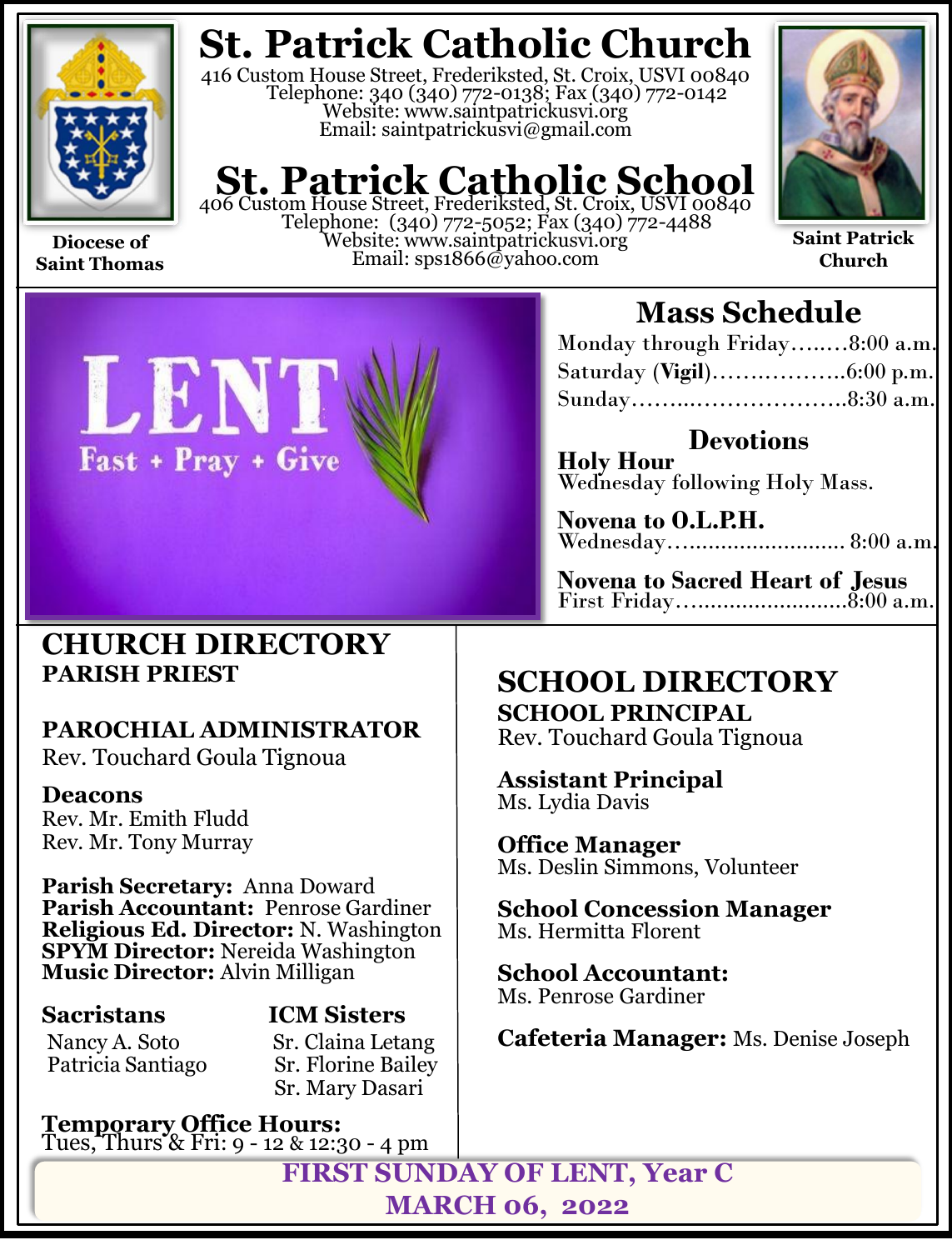Diocese of Saint Thomas

# St. Patrick Catholic Church

416 Custom House Street, Frederiksted, St. Croix, USVI 00840
Telephone: 340 (340) 772-0138; Fax (340) 772-0142
Website: www.saintpatrickusvi.org
Email: saintpatrickusvi@gmail.com

# St. Patrick Catholic School

406 Custom House Street, Frederiksted, St. Croix, USVI 00840
Telephone: (340) 772-5052; Fax (340) 772-4488
Website: www.saintpatrickusvi.org
Email: sps1866@yahoo.com

Saint Patrick Church

LENT
Fast + Pray + Give

## Mass Schedule

Monday through Friday........8:00 a.m.
Saturday (**Vigil**)..................6:00 p.m.
Sunday..............................8:30 a.m.

### Devotions

**Holy Hour**
Wednesday following Holy Mass.

**Novena to O.L.P.H.**
Wednesday............................ 8:00 a.m.

**Novena to Sacred Heart of Jesus**
First Friday...........................8:00 a.m.

## CHURCH DIRECTORY

**PARISH PRIEST**

**PAROCHIAL ADMINISTRATOR**
Rev. Touchard Goula Tignoua

**Deacons**
Rev. Mr. Emith Fludd
Rev. Mr. Tony Murray

**Parish Secretary:** Anna Doward
**Parish Accountant:** Penrose Gardiner
**Religious Ed. Director:** N. Washington
**SPYM Director:** Nereida Washington
**Music Director:** Alvin Milligan

**Sacristans**
Nancy A. Soto
Patricia Santiago

**ICM Sisters**
Sr. Claina Letang
Sr. Florine Bailey
Sr. Mary Dasari

**Temporary Office Hours:**
Tues, Thurs & Fri: 9 - 12 & 12:30 - 4 pm

## SCHOOL DIRECTORY

**SCHOOL PRINCIPAL**
Rev. Touchard Goula Tignoua

**Assistant Principal**
Ms. Lydia Davis

**Office Manager**
Ms. Deslin Simmons, Volunteer

**School Concession Manager**
Ms. Hermitta Florent

**School Accountant:**
Ms. Penrose Gardiner

**Cafeteria Manager:** Ms. Denise Joseph

**FIRST SUNDAY OF LENT, Year C**
**MARCH 06, 2022**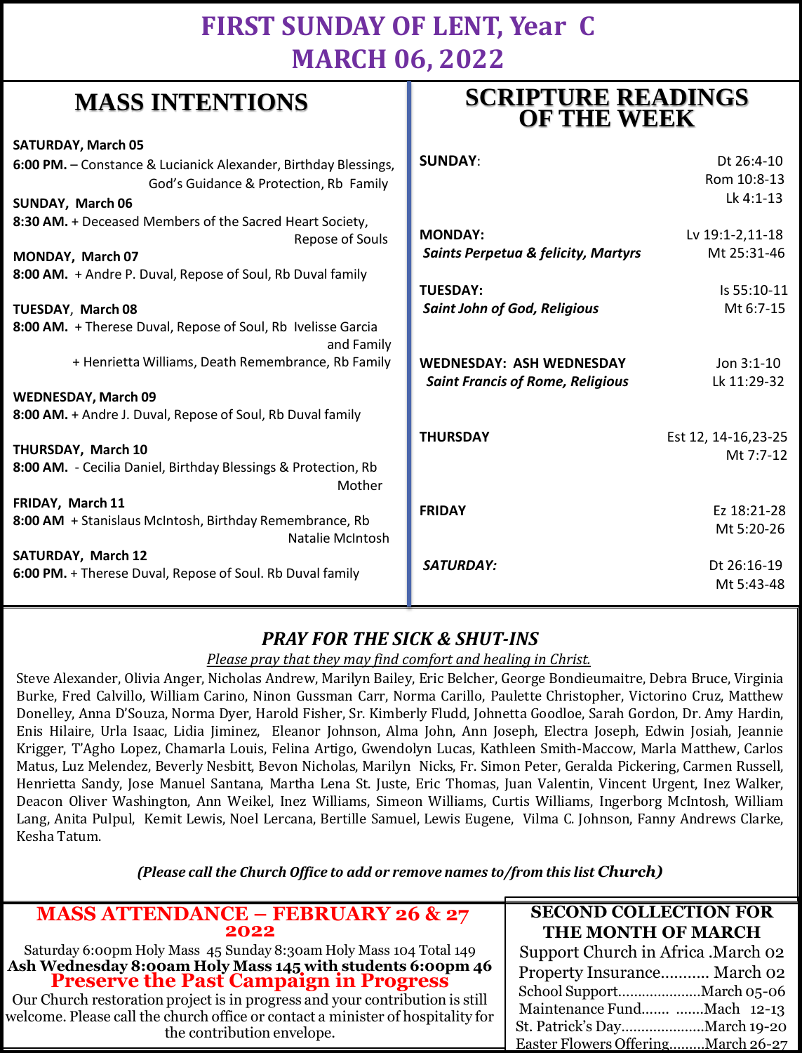# FIRST SUNDAY OF LENT, Year C
# MARCH 06, 2022

## MASS INTENTIONS

**SATURDAY, March 05**
**6:00 PM.** – Constance & Lucianick Alexander, Birthday Blessings, God's Guidance & Protection, Rb Family

**SUNDAY, March 06**
**8:30 AM.** + Deceased Members of the Sacred Heart Society, Repose of Souls

**MONDAY, March 07**
**8:00 AM.** + Andre P. Duval, Repose of Soul, Rb Duval family

**TUESDAY, March 08**
**8:00 AM.** + Therese Duval, Repose of Soul, Rb Ivelisse Garcia and Family
+ Henrietta Williams, Death Remembrance, Rb Family

**WEDNESDAY, March 09**
**8:00 AM.** + Andre J. Duval, Repose of Soul, Rb Duval family

**THURSDAY, March 10**
**8:00 AM.** - Cecilia Daniel, Birthday Blessings & Protection, Rb Mother

**FRIDAY, March 11**
**8:00 AM** + Stanislaus McIntosh, Birthday Remembrance, Rb Natalie McIntosh

**SATURDAY, March 12**
**6:00 PM.** + Therese Duval, Repose of Soul. Rb Duval family

## SCRIPTURE READINGS OF THE WEEK

| Day | Readings |
|---|---|
| **SUNDAY**: | Dt 26:4-10<br>Rom 10:8-13<br>Lk 4:1-13 |
| **MONDAY:**<br>***Saints Perpetua & felicity, Martyrs*** | Lv 19:1-2,11-18<br>Mt 25:31-46 |
| **TUESDAY:**<br>***Saint John of God, Religious*** | Is 55:10-11<br>Mt 6:7-15 |
| **WEDNESDAY: ASH WEDNESDAY**<br>***Saint Francis of Rome, Religious*** | Jon 3:1-10<br>Lk 11:29-32 |
| **THURSDAY** | Est 12, 14-16,23-25<br>Mt 7:7-12 |
| **FRIDAY** | Ez 18:21-28<br>Mt 5:20-26 |
| ***SATURDAY:*** | Dt 26:16-19<br>Mt 5:43-48 |

## *PRAY FOR THE SICK & SHUT-INS*

*Please pray that they may find comfort and healing in Christ.*

Steve Alexander, Olivia Anger, Nicholas Andrew, Marilyn Bailey, Eric Belcher, George Bondieumaitre, Debra Bruce, Virginia Burke, Fred Calvillo, William Carino, Ninon Gussman Carr, Norma Carillo, Paulette Christopher, Victorino Cruz, Matthew Donelley, Anna D'Souza, Norma Dyer, Harold Fisher, Sr. Kimberly Fludd, Johnetta Goodloe, Sarah Gordon, Dr. Amy Hardin, Enis Hilaire, Urla Isaac, Lidia Jiminez, Eleanor Johnson, Alma John, Ann Joseph, Electra Joseph, Edwin Josiah, Jeannie Krigger, T'Agho Lopez, Chamarla Louis, Felina Artigo, Gwendolyn Lucas, Kathleen Smith-Maccow, Marla Matthew, Carlos Matus, Luz Melendez, Beverly Nesbitt, Bevon Nicholas, Marilyn Nicks, Fr. Simon Peter, Geralda Pickering, Carmen Russell, Henrietta Sandy, Jose Manuel Santana, Martha Lena St. Juste, Eric Thomas, Juan Valentin, Vincent Urgent, Inez Walker, Deacon Oliver Washington, Ann Weikel, Inez Williams, Simeon Williams, Curtis Williams, Ingerborg McIntosh, William Lang, Anita Pulpul, Kemit Lewis, Noel Lercana, Bertille Samuel, Lewis Eugene, Vilma C. Johnson, Fanny Andrews Clarke, Kesha Tatum.

***(Please call the Church Office to add or remove names to/from this list Church)***

## MASS ATTENDANCE – FEBRUARY 26 & 27 2022

Saturday 6:00pm Holy Mass 45 Sunday 8:30am Holy Mass 104 Total 149
**Ash Wednesday 8:00am Holy Mass 145 with students 6:00pm 46**

## Preserve the Past Campaign in Progress

Our Church restoration project is in progress and your contribution is still welcome. Please call the church office or contact a minister of hospitality for the contribution envelope.

## SECOND COLLECTION FOR THE MONTH OF MARCH

Support Church in Africa .March 02
Property Insurance........... March 02
School Support.....................March 05-06
Maintenance Fund....... .......Mach 12-13
St. Patrick's Day.....................March 19-20
Easter Flowers Offering.........March 26-27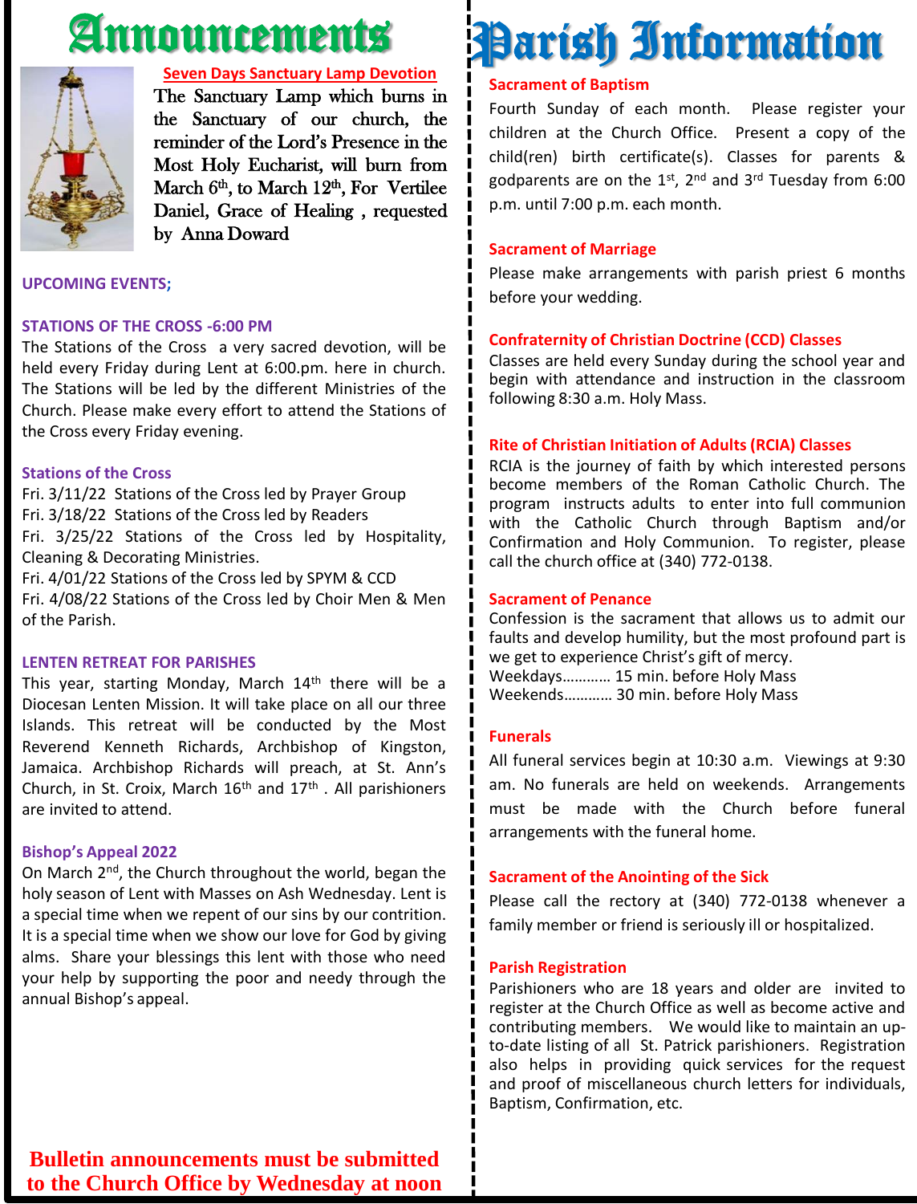# Announcements

**Seven Days Sanctuary Lamp Devotion**

The Sanctuary Lamp which burns in the Sanctuary of our church, the reminder of the Lord's Presence in the Most Holy Eucharist, will burn from March 6th, to March 12th, For Vertilee Daniel, Grace of Healing , requested by Anna Doward

**UPCOMING EVENTS;**

**STATIONS OF THE CROSS -6:00 PM**

The Stations of the Cross a very sacred devotion, will be held every Friday during Lent at 6:00.pm. here in church. The Stations will be led by the different Ministries of the Church. Please make every effort to attend the Stations of the Cross every Friday evening.

**Stations of the Cross**

Fri. 3/11/22 Stations of the Cross led by Prayer Group
Fri. 3/18/22 Stations of the Cross led by Readers
Fri. 3/25/22 Stations of the Cross led by Hospitality, Cleaning & Decorating Ministries.
Fri. 4/01/22 Stations of the Cross led by SPYM & CCD
Fri. 4/08/22 Stations of the Cross led by Choir Men & Men of the Parish.

**LENTEN RETREAT FOR PARISHES**

This year, starting Monday, March 14th there will be a Diocesan Lenten Mission. It will take place on all our three Islands. This retreat will be conducted by the Most Reverend Kenneth Richards, Archbishop of Kingston, Jamaica. Archbishop Richards will preach, at St. Ann's Church, in St. Croix, March 16th and 17th . All parishioners are invited to attend.

**Bishop's Appeal 2022**

On March 2nd, the Church throughout the world, began the holy season of Lent with Masses on Ash Wednesday. Lent is a special time when we repent of our sins by our contrition. It is a special time when we show our love for God by giving alms. Share your blessings this lent with those who need your help by supporting the poor and needy through the annual Bishop's appeal.

**Bulletin announcements must be submitted to the Church Office by Wednesday at noon**

# Parish Information

**Sacrament of Baptism**

Fourth Sunday of each month. Please register your children at the Church Office. Present a copy of the child(ren) birth certificate(s). Classes for parents & godparents are on the 1st, 2nd and 3rd Tuesday from 6:00 p.m. until 7:00 p.m. each month.

**Sacrament of Marriage**

Please make arrangements with parish priest 6 months before your wedding.

**Confraternity of Christian Doctrine (CCD) Classes**

Classes are held every Sunday during the school year and begin with attendance and instruction in the classroom following 8:30 a.m. Holy Mass.

**Rite of Christian Initiation of Adults (RCIA) Classes**

RCIA is the journey of faith by which interested persons become members of the Roman Catholic Church. The program instructs adults to enter into full communion with the Catholic Church through Baptism and/or Confirmation and Holy Communion. To register, please call the church office at (340) 772-0138.

**Sacrament of Penance**

Confession is the sacrament that allows us to admit our faults and develop humility, but the most profound part is we get to experience Christ's gift of mercy.
Weekdays………… 15 min. before Holy Mass
Weekends………… 30 min. before Holy Mass

**Funerals**

All funeral services begin at 10:30 a.m. Viewings at 9:30 am. No funerals are held on weekends. Arrangements must be made with the Church before funeral arrangements with the funeral home.

**Sacrament of the Anointing of the Sick**

Please call the rectory at (340) 772-0138 whenever a family member or friend is seriously ill or hospitalized.

**Parish Registration**

Parishioners who are 18 years and older are invited to register at the Church Office as well as become active and contributing members. We would like to maintain an up-to-date listing of all St. Patrick parishioners. Registration also helps in providing quick services for the request and proof of miscellaneous church letters for individuals, Baptism, Confirmation, etc.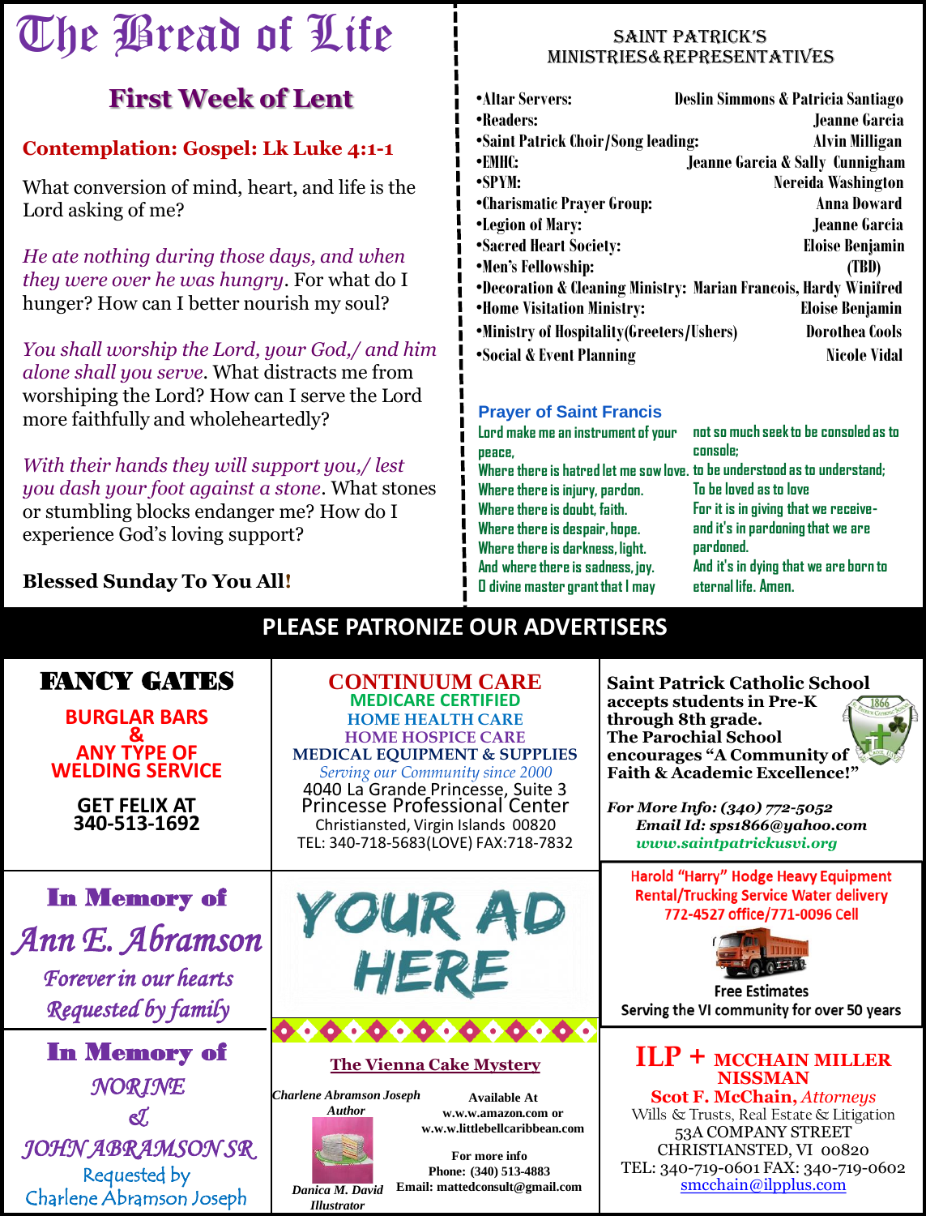# The Bread of Life

## First Week of Lent

**Contemplation: Gospel: Lk Luke 4:1-1**

What conversion of mind, heart, and life is the Lord asking of me?

*He ate nothing during those days, and when they were over he was hungry*. For what do I hunger? How can I better nourish my soul?

*You shall worship the Lord, your God,/ and him alone shall you serve*. What distracts me from worshiping the Lord? How can I serve the Lord more faithfully and wholeheartedly?

*With their hands they will support you,/ lest you dash your foot against a stone*. What stones or stumbling blocks endanger me? How do I experience God's loving support?

**Blessed Sunday To You All!**

## SAINT PATRICK'S MINISTRIES&REPRESENTATIVES

- **Altar Servers:** Deslin Simmons & Patricia Santiago
- **Readers:** Jeanne Garcia
- **Saint Patrick Choir/Song leading:** Alvin Milligan
- **EMHC:** Jeanne Garcia & Sally Cunnigham
- **SPYM:** Nereida Washington
- **Charismatic Prayer Group:** Anna Doward
- **Legion of Mary:** Jeanne Garcia
- **Sacred Heart Society:** Eloise Benjamin
- **Men's Fellowship:** (TBD)
- **Decoration & Cleaning Ministry:** Marian Francois, Hardy Winifred
- **Home Visitation Ministry:** Eloise Benjamin
- **Ministry of Hospitality(Greeters/Ushers)** Dorothea Cools
- **Social & Event Planning** Nicole Vidal

### Prayer of Saint Francis

Lord make me an instrument of your peace,
Where there is hatred let me sow love.
Where there is injury, pardon.
Where there is doubt, faith.
Where there is despair, hope.
Where there is darkness, light.
And where there is sadness, joy.
O divine master grant that I may
not so much seek to be consoled as to console;
to be understood as to understand;
To be loved as to love
For it is in giving that we receive-
and it's in pardoning that we are pardoned.
And it's in dying that we are born to eternal life. Amen.

## PLEASE PATRONIZE OUR ADVERTISERS

**FANCY GATES**
BURGLAR BARS & ANY TYPE OF WELDING SERVICE
**GET FELIX AT 340-513-1692**

**CONTINUUM CARE**
MEDICARE CERTIFIED
HOME HEALTH CARE
HOME HOSPICE CARE
MEDICAL EQUIPMENT & SUPPLIES
*Serving our Community since 2000*
4040 La Grande Princesse, Suite 3
Princesse Professional Center
Christiansted, Virgin Islands 00820
TEL: 340-718-5683(LOVE) FAX:718-7832

**Saint Patrick Catholic School accepts students in Pre-K through 8th grade. The Parochial School encourages "A Community of Faith & Academic Excellence!"**
*For More Info: (340) 772-5052*
*Email Id: sps1866@yahoo.com*
*www.saintpatrickusvi.org*

**In Memory of**
*Ann E. Abramson*
*Forever in our hearts*
*Requested by family*

YOUR AD HERE

Harold "Harry" Hodge Heavy Equipment Rental/Trucking Service Water delivery
772-4527 office/771-0096 Cell
Free Estimates
Serving the VI community for over 50 years

**In Memory of**
*NORINE & JOHN ABRAMSON SR*
Requested by Charlene Abramson Joseph

**The Vienna Cake Mystery**
*Charlene Abramson Joseph* Author
*Danica M. David* Illustrator
Available At w.w.w.amazon.com or w.w.w.littlebellcaribbean.com
For more info
Phone: (340) 513-4883
Email: mattedconsult@gmail.com

**ILP + MCCHAIN MILLER NISSMAN**
**Scot F. McChain,** *Attorneys*
Wills & Trusts, Real Estate & Litigation
53A COMPANY STREET
CHRISTIANSTED, VI 00820
TEL: 340-719-0601 FAX: 340-719-0602
smcchain@ilpplus.com